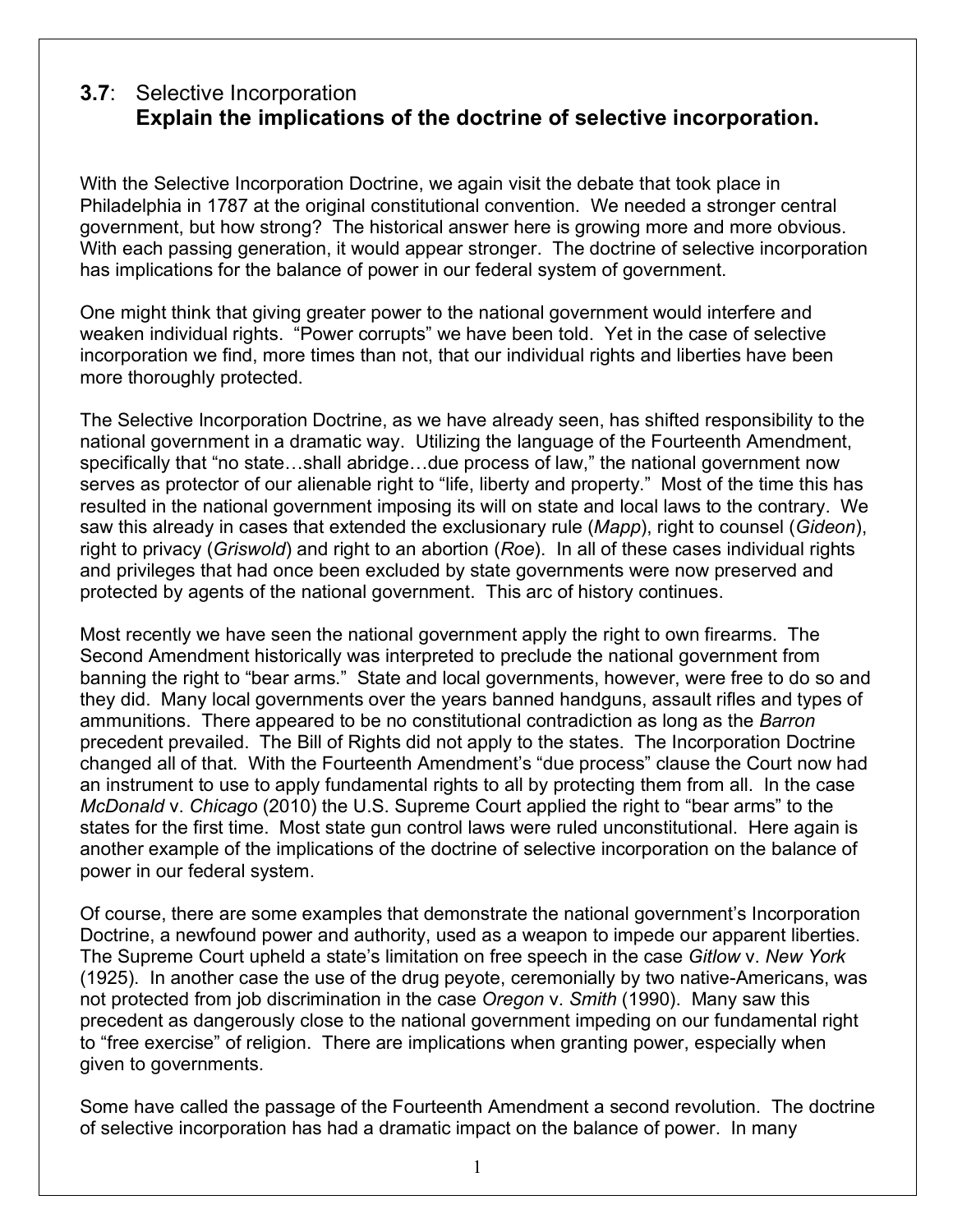## 3.7: Selective Incorporation

### Explain the implications of the doctrine of selective incorporation.

With the Selective Incorporation Doctrine, we again visit the debate that took place in Philadelphia in 1787 at the original constitutional convention. We needed a stronger central government, but how strong? The historical answer here is growing more and more obvious. With each passing generation, it would appear stronger. The doctrine of selective incorporation has implications for the balance of power in our federal system of government.

One might think that giving greater power to the national government would interfere and weaken individual rights. "Power corrupts" we have been told. Yet in the case of selective incorporation we find, more times than not, that our individual rights and liberties have been more thoroughly protected.

The Selective Incorporation Doctrine, as we have already seen, has shifted responsibility to the national government in a dramatic way. Utilizing the language of the Fourteenth Amendment, specifically that "no state…shall abridge…due process of law," the national government now serves as protector of our alienable right to "life, liberty and property." Most of the time this has resulted in the national government imposing its will on state and local laws to the contrary. We saw this already in cases that extended the exclusionary rule (*Mapp*), right to counsel (*Gideon*), right to privacy (*Griswold*) and right to an abortion (*Roe*). In all of these cases individual rights and privileges that had once been excluded by state governments were now preserved and protected by agents of the national government. This arc of history continues.

Most recently we have seen the national government apply the right to own firearms. The Second Amendment historically was interpreted to preclude the national government from banning the right to "bear arms." State and local governments, however, were free to do so and they did. Many local governments over the years banned handguns, assault rifles and types of ammunitions. There appeared to be no constitutional contradiction as long as the *Barron* precedent prevailed. The Bill of Rights did not apply to the states. The Incorporation Doctrine changed all of that. With the Fourteenth Amendment's "due process" clause the Court now had an instrument to use to apply fundamental rights to all by protecting them from all. In the case *McDonald* v. *Chicago* (2010) the U.S. Supreme Court applied the right to "bear arms" to the states for the first time. Most state gun control laws were ruled unconstitutional. Here again is another example of the implications of the doctrine of selective incorporation on the balance of power in our federal system.

Of course, there are some examples that demonstrate the national government's Incorporation Doctrine, a newfound power and authority, used as a weapon to impede our apparent liberties. The Supreme Court upheld a state's limitation on free speech in the case *Gitlow* v. *New York* (1925). In another case the use of the drug peyote, ceremonially by two native-Americans, was not protected from job discrimination in the case *Oregon* v. *Smith* (1990). Many saw this precedent as dangerously close to the national government impeding on our fundamental right to "free exercise" of religion. There are implications when granting power, especially when given to governments.

Some have called the passage of the Fourteenth Amendment a second revolution. The doctrine of selective incorporation has had a dramatic impact on the balance of power. In many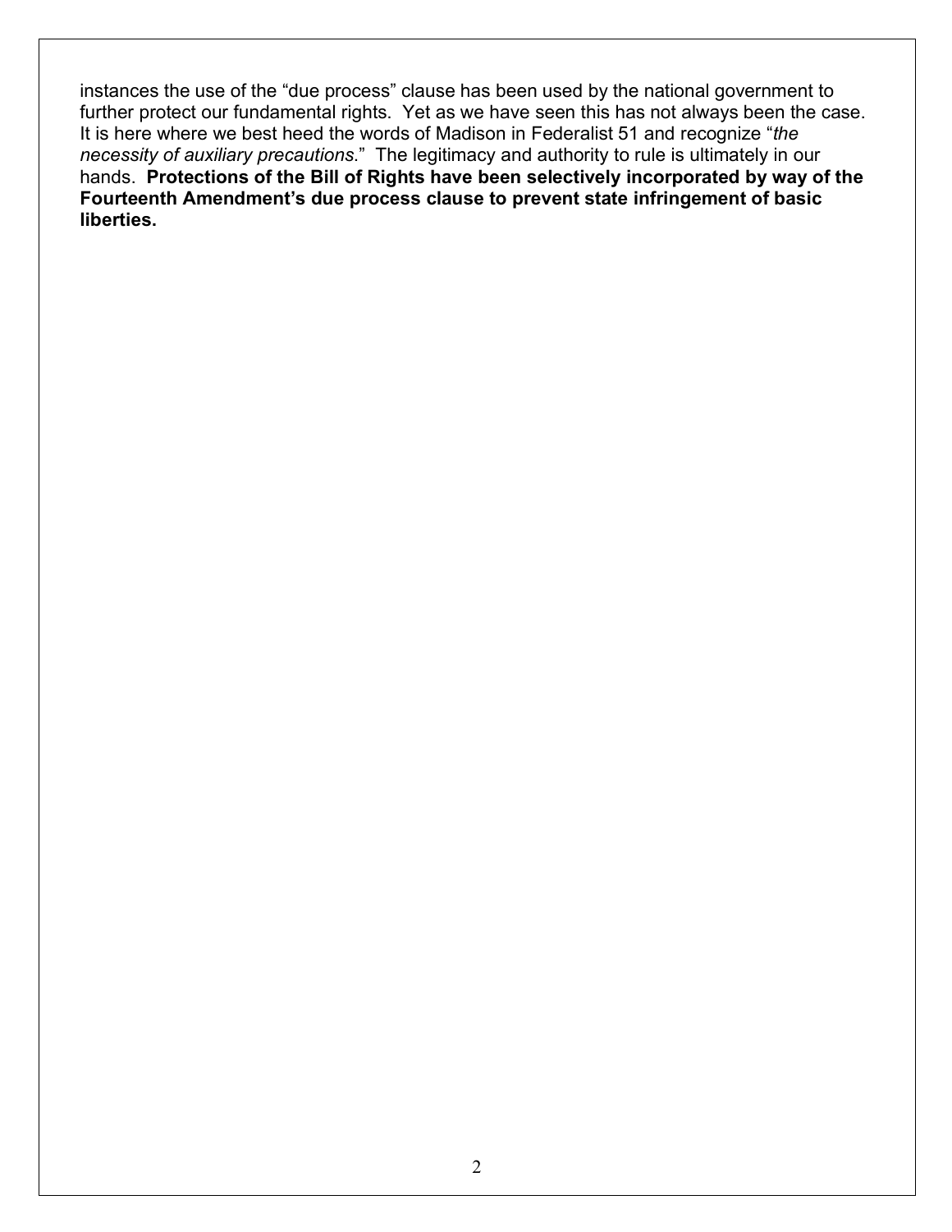instances the use of the “due process” clause has been used by the national government to further protect our fundamental rights. Yet as we have seen this has not always been the case. It is here where we best heed the words of Madison in Federalist 51 and recognize “*the necessity of auxiliary precautions*.” The legitimacy and authority to rule is ultimately in our hands. **Protections of the Bill of Rights have been selectively incorporated by way of the Fourteenth Amendment’s due process clause to prevent state infringement of basic liberties.**